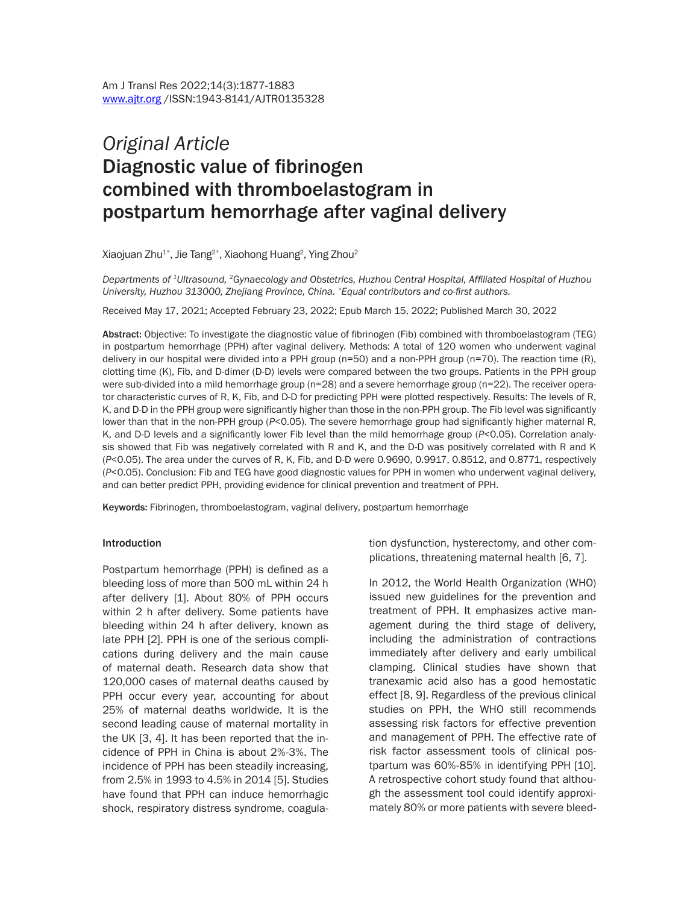*Original Article*

# Diagnostic value of fibrinogen combined with thromboelastogram in postpartum hemorrhage after vaginal delivery

Xiaojuan Zhu[1*], Jie Tang[2*], Xiaohong Huang[2], Ying Zhou[2]

*Departments of [1]Ultrasound, [2]Gynaecology and Obstetrics, Huzhou Central Hospital, Affiliated Hospital of Huzhou University, Huzhou 313000, Zhejiang Province, China. [*]Equal contributors and co-first authors.*

Received May 17, 2021; Accepted February 23, 2022; Epub March 15, 2022; Published March 30, 2022

**Abstract:** Objective: To investigate the diagnostic value of fibrinogen (Fib) combined with thromboelastogram (TEG) in postpartum hemorrhage (PPH) after vaginal delivery. Methods: A total of 120 women who underwent vaginal delivery in our hospital were divided into a PPH group (n=50) and a non-PPH group (n=70). The reaction time (R), clotting time (K), Fib, and D-dimer (D-D) levels were compared between the two groups. Patients in the PPH group were sub-divided into a mild hemorrhage group (n=28) and a severe hemorrhage group (n=22). The receiver operator characteristic curves of R, K, Fib, and D-D for predicting PPH were plotted respectively. Results: The levels of R, K, and D-D in the PPH group were significantly higher than those in the non-PPH group. The Fib level was significantly lower than that in the non-PPH group ($P<0.05$). The severe hemorrhage group had significantly higher maternal R, K, and D-D levels and a significantly lower Fib level than the mild hemorrhage group ($P<0.05$). Correlation analysis showed that Fib was negatively correlated with R and K, and the D-D was positively correlated with R and K ($P<0.05$). The area under the curves of R, K, Fib, and D-D were 0.9690, 0.9917, 0.8512, and 0.8771, respectively ($P<0.05$). Conclusion: Fib and TEG have good diagnostic values for PPH in women who underwent vaginal delivery, and can better predict PPH, providing evidence for clinical prevention and treatment of PPH.

**Keywords:** Fibrinogen, thromboelastogram, vaginal delivery, postpartum hemorrhage

## Introduction

Postpartum hemorrhage (PPH) is defined as a bleeding loss of more than 500 mL within 24 h after delivery [1]. About 80% of PPH occurs within 2 h after delivery. Some patients have bleeding within 24 h after delivery, known as late PPH [2]. PPH is one of the serious complications during delivery and the main cause of maternal death. Research data show that 120,000 cases of maternal deaths caused by PPH occur every year, accounting for about 25% of maternal deaths worldwide. It is the second leading cause of maternal mortality in the UK [3, 4]. It has been reported that the incidence of PPH in China is about 2%-3%. The incidence of PPH has been steadily increasing, from 2.5% in 1993 to 4.5% in 2014 [5]. Studies have found that PPH can induce hemorrhagic shock, respiratory distress syndrome, coagulation dysfunction, hysterectomy, and other complications, threatening maternal health [6, 7].

In 2012, the World Health Organization (WHO) issued new guidelines for the prevention and treatment of PPH. It emphasizes active management during the third stage of delivery, including the administration of contractions immediately after delivery and early umbilical clamping. Clinical studies have shown that tranexamic acid also has a good hemostatic effect [8, 9]. Regardless of the previous clinical studies on PPH, the WHO still recommends assessing risk factors for effective prevention and management of PPH. The effective rate of risk factor assessment tools of clinical postpartum was 60%-85% in identifying PPH [10]. A retrospective cohort study found that although the assessment tool could identify approximately 80% or more patients with severe bleed-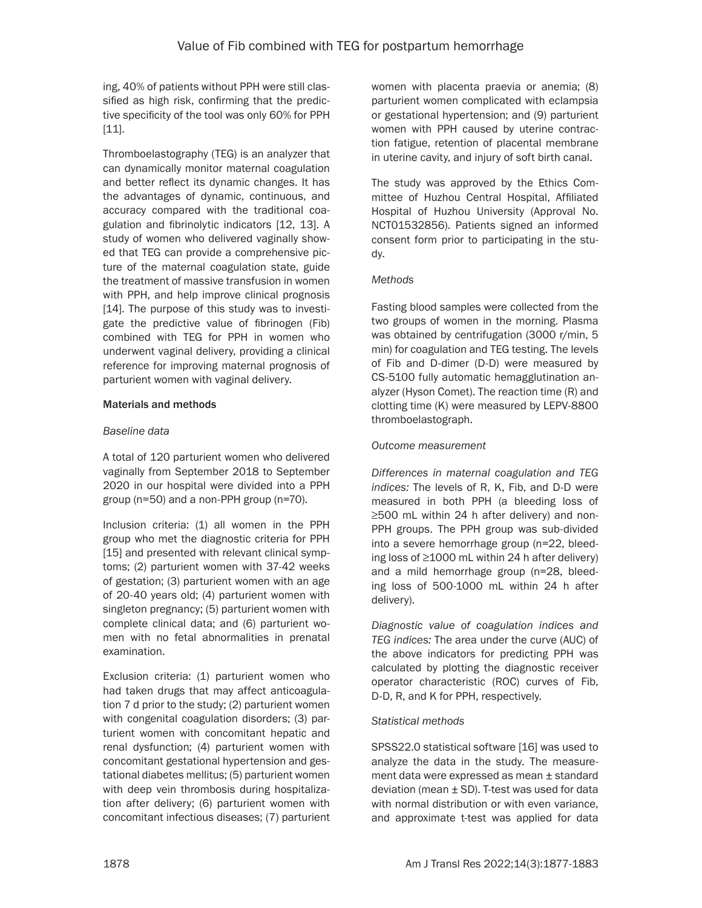ing, 40% of patients without PPH were still classified as high risk, confirming that the predictive specificity of the tool was only 60% for PPH [11].

Thromboelastography (TEG) is an analyzer that can dynamically monitor maternal coagulation and better reflect its dynamic changes. It has the advantages of dynamic, continuous, and accuracy compared with the traditional coagulation and fibrinolytic indicators [12, 13]. A study of women who delivered vaginally showed that TEG can provide a comprehensive picture of the maternal coagulation state, guide the treatment of massive transfusion in women with PPH, and help improve clinical prognosis [14]. The purpose of this study was to investigate the predictive value of fibrinogen (Fib) combined with TEG for PPH in women who underwent vaginal delivery, providing a clinical reference for improving maternal prognosis of parturient women with vaginal delivery.

## Materials and methods

### *Baseline data*

A total of 120 parturient women who delivered vaginally from September 2018 to September 2020 in our hospital were divided into a PPH group (n=50) and a non-PPH group (n=70).

Inclusion criteria: (1) all women in the PPH group who met the diagnostic criteria for PPH [15] and presented with relevant clinical symptoms; (2) parturient women with 37-42 weeks of gestation; (3) parturient women with an age of 20-40 years old; (4) parturient women with singleton pregnancy; (5) parturient women with complete clinical data; and (6) parturient women with no fetal abnormalities in prenatal examination.

Exclusion criteria: (1) parturient women who had taken drugs that may affect anticoagulation 7 d prior to the study; (2) parturient women with congenital coagulation disorders; (3) parturient women with concomitant hepatic and renal dysfunction; (4) parturient women with concomitant gestational hypertension and gestational diabetes mellitus; (5) parturient women with deep vein thrombosis during hospitalization after delivery; (6) parturient women with concomitant infectious diseases; (7) parturient women with placenta praevia or anemia; (8) parturient women complicated with eclampsia or gestational hypertension; and (9) parturient women with PPH caused by uterine contraction fatigue, retention of placental membrane in uterine cavity, and injury of soft birth canal.

The study was approved by the Ethics Committee of Huzhou Central Hospital, Affiliated Hospital of Huzhou University (Approval No. NCT01532856). Patients signed an informed consent form prior to participating in the study.

### *Methods*

Fasting blood samples were collected from the two groups of women in the morning. Plasma was obtained by centrifugation (3000 r/min, 5 min) for coagulation and TEG testing. The levels of Fib and D-dimer (D-D) were measured by CS-5100 fully automatic hemagglutination analyzer (Hyson Comet). The reaction time (R) and clotting time (K) were measured by LEPV-8800 thromboelastograph.

### *Outcome measurement*

*Differences in maternal coagulation and TEG indices:* The levels of R, K, Fib, and D-D were measured in both PPH (a bleeding loss of ≥500 mL within 24 h after delivery) and non-PPH groups. The PPH group was sub-divided into a severe hemorrhage group (n=22, bleeding loss of ≥1000 mL within 24 h after delivery) and a mild hemorrhage group (n=28, bleeding loss of 500-1000 mL within 24 h after delivery).

*Diagnostic value of coagulation indices and TEG indices:* The area under the curve (AUC) of the above indicators for predicting PPH was calculated by plotting the diagnostic receiver operator characteristic (ROC) curves of Fib, D-D, R, and K for PPH, respectively.

### *Statistical methods*

SPSS22.0 statistical software [16] was used to analyze the data in the study. The measurement data were expressed as mean ± standard deviation (mean ± SD). T-test was used for data with normal distribution or with even variance, and approximate t-test was applied for data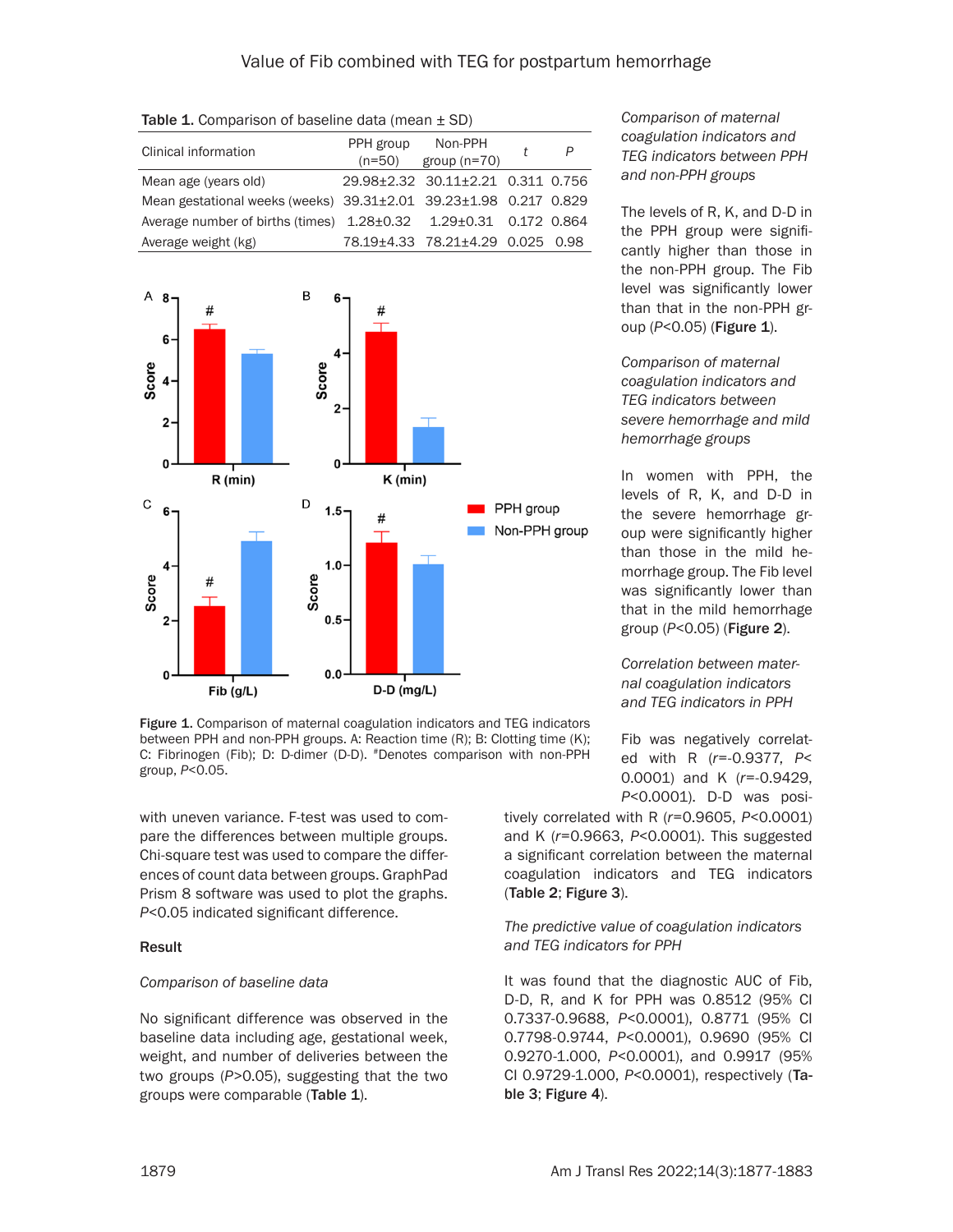Table 1. Comparison of baseline data (mean ± SD)

| Clinical information | PPH group (n=50) | Non-PPH group (n=70) | t | P |
|---|---|---|---|---|
| Mean age (years old) | 29.98±2.32 | 30.11±2.21 | 0.311 | 0.756 |
| Mean gestational weeks (weeks) | 39.31±2.01 | 39.23±1.98 | 0.217 | 0.829 |
| Average number of births (times) | 1.28±0.32 | 1.29±0.31 | 0.172 | 0.864 |
| Average weight (kg) | 78.19±4.33 | 78.21±4.29 | 0.025 | 0.98 |

Figure 1. Comparison of maternal coagulation indicators and TEG indicators between PPH and non-PPH groups. A: Reaction time (R); B: Clotting time (K); C: Fibrinogen (Fib); D: D-dimer (D-D). #Denotes comparison with non-PPH group, $P<0.05$.

with uneven variance. F-test was used to compare the differences between multiple groups. Chi-square test was used to compare the differences of count data between groups. GraphPad Prism 8 software was used to plot the graphs. $P<0.05$ indicated significant difference.

## Result

*Comparison of baseline data*

No significant difference was observed in the baseline data including age, gestational week, weight, and number of deliveries between the two groups ($P>0.05$), suggesting that the two groups were comparable (**Table 1**).

*Comparison of maternal coagulation indicators and TEG indicators between PPH and non-PPH groups*

The levels of R, K, and D-D in the PPH group were significantly higher than those in the non-PPH group. The Fib level was significantly lower than that in the non-PPH group ($P<0.05$) (**Figure 1**).

*Comparison of maternal coagulation indicators and TEG indicators between severe hemorrhage and mild hemorrhage groups*

In women with PPH, the levels of R, K, and D-D in the severe hemorrhage group were significantly higher than those in the mild hemorrhage group. The Fib level was significantly lower than that in the mild hemorrhage group ($P<0.05$) (**Figure 2**).

*Correlation between maternal coagulation indicators and TEG indicators in PPH*

Fib was negatively correlated with R ($r=-0.9377$, $P<0.0001$) and K ($r=-0.9429$, $P<0.0001$). D-D was positively correlated with R ($r=0.9605$, $P<0.0001$) and K ($r=0.9663$, $P<0.0001$). This suggested a significant correlation between the maternal coagulation indicators and TEG indicators (**Table 2**; **Figure 3**).

*The predictive value of coagulation indicators and TEG indicators for PPH*

It was found that the diagnostic AUC of Fib, D-D, R, and K for PPH was 0.8512 (95% CI 0.7337-0.9688, $P<0.0001$), 0.8771 (95% CI 0.7798-0.9744, $P<0.0001$), 0.9690 (95% CI 0.9270-1.000, $P<0.0001$), and 0.9917 (95% CI 0.9729-1.000, $P<0.0001$), respectively (**Table 3**; **Figure 4**).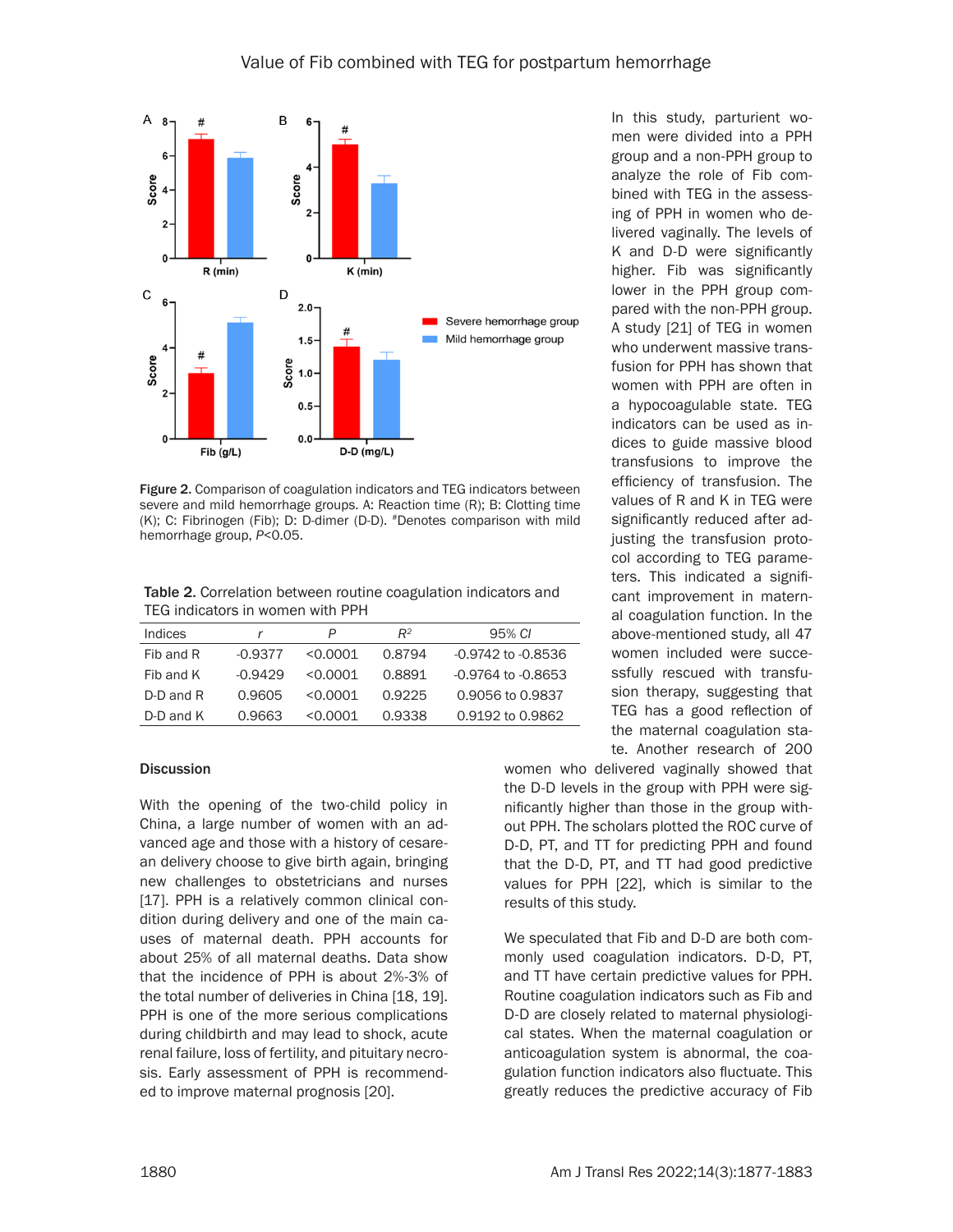Figure 2. Comparison of coagulation indicators and TEG indicators between severe and mild hemorrhage groups. A: Reaction time (R); B: Clotting time (K); C: Fibrinogen (Fib); D: D-dimer (D-D). #Denotes comparison with mild hemorrhage group, $P<0.05$.

Table 2. Correlation between routine coagulation indicators and TEG indicators in women with PPH

| Indices | *r* | *P* | $R^2$ | 95% *CI* |
|---|---|---|---|---|
| Fib and R | -0.9377 | <0.0001 | 0.8794 | -0.9742 to -0.8536 |
| Fib and K | -0.9429 | <0.0001 | 0.8891 | -0.9764 to -0.8653 |
| D-D and R | 0.9605 | <0.0001 | 0.9225 | 0.9056 to 0.9837 |
| D-D and K | 0.9663 | <0.0001 | 0.9338 | 0.9192 to 0.9862 |

## Discussion

With the opening of the two-child policy in China, a large number of women with an advanced age and those with a history of cesarean delivery choose to give birth again, bringing new challenges to obstetricians and nurses [17]. PPH is a relatively common clinical condition during delivery and one of the main causes of maternal death. PPH accounts for about 25% of all maternal deaths. Data show that the incidence of PPH is about 2%-3% of the total number of deliveries in China [18, 19]. PPH is one of the more serious complications during childbirth and may lead to shock, acute renal failure, loss of fertility, and pituitary necrosis. Early assessment of PPH is recommended to improve maternal prognosis [20].

In this study, parturient women were divided into a PPH group and a non-PPH group to analyze the role of Fib combined with TEG in the assessing of PPH in women who delivered vaginally. The levels of K and D-D were significantly higher. Fib was significantly lower in the PPH group compared with the non-PPH group. A study [21] of TEG in women who underwent massive transfusion for PPH has shown that women with PPH are often in a hypocoagulable state. TEG indicators can be used as indices to guide massive blood transfusions to improve the efficiency of transfusion. The values of R and K in TEG were significantly reduced after adjusting the transfusion protocol according to TEG parameters. This indicated a significant improvement in maternal coagulation function. In the above-mentioned study, all 47 women included were successfully rescued with transfusion therapy, suggesting that TEG has a good reflection of the maternal coagulation state. Another research of 200 women who delivered vaginally showed that the D-D levels in the group with PPH were significantly higher than those in the group without PPH. The scholars plotted the ROC curve of D-D, PT, and TT for predicting PPH and found that the D-D, PT, and TT had good predictive values for PPH [22], which is similar to the results of this study.

We speculated that Fib and D-D are both commonly used coagulation indicators. D-D, PT, and TT have certain predictive values for PPH. Routine coagulation indicators such as Fib and D-D are closely related to maternal physiological states. When the maternal coagulation or anticoagulation system is abnormal, the coagulation function indicators also fluctuate. This greatly reduces the predictive accuracy of Fib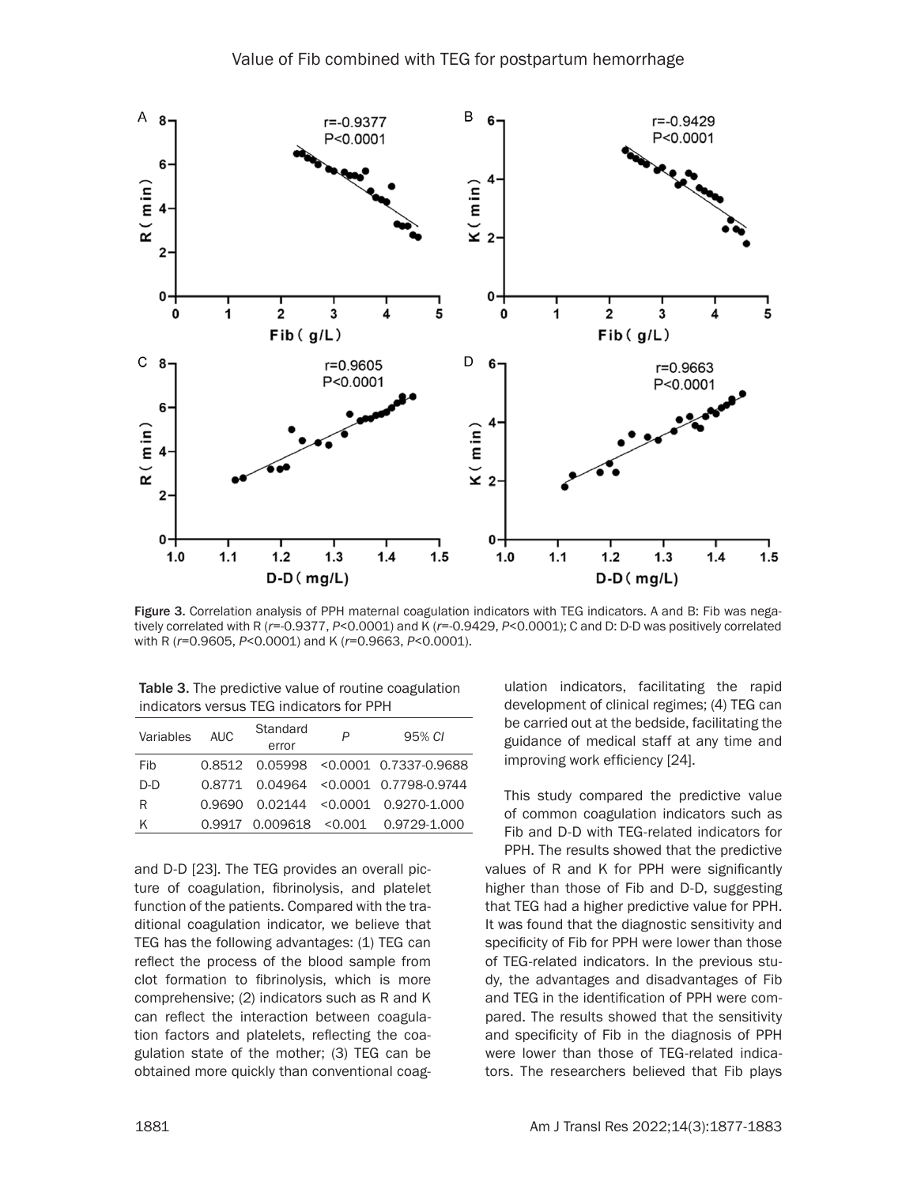Figure 3. Correlation analysis of PPH maternal coagulation indicators with TEG indicators. A and B: Fib was negatively correlated with R ($r$=-0.9377, $P$<0.0001) and K ($r$=-0.9429, $P$<0.0001); C and D: D-D was positively correlated with R ($r$=0.9605, $P$<0.0001) and K ($r$=0.9663, $P$<0.0001).

Table 3. The predictive value of routine coagulation indicators versus TEG indicators for PPH

| Variables | AUC | Standard error | *P* | 95% *CI* |
|---|---|---|---|---|
| Fib | 0.8512 | 0.05998 | <0.0001 | 0.7337-0.9688 |
| D-D | 0.8771 | 0.04964 | <0.0001 | 0.7798-0.9744 |
| R | 0.9690 | 0.02144 | <0.0001 | 0.9270-1.000 |
| K | 0.9917 | 0.009618 | <0.001 | 0.9729-1.000 |

and D-D [23]. The TEG provides an overall picture of coagulation, fibrinolysis, and platelet function of the patients. Compared with the traditional coagulation indicator, we believe that TEG has the following advantages: (1) TEG can reflect the process of the blood sample from clot formation to fibrinolysis, which is more comprehensive; (2) indicators such as R and K can reflect the interaction between coagulation factors and platelets, reflecting the coagulation state of the mother; (3) TEG can be obtained more quickly than conventional coagulation indicators, facilitating the rapid development of clinical regimes; (4) TEG can be carried out at the bedside, facilitating the guidance of medical staff at any time and improving work efficiency [24].

This study compared the predictive value of common coagulation indicators such as Fib and D-D with TEG-related indicators for PPH. The results showed that the predictive values of R and K for PPH were significantly higher than those of Fib and D-D, suggesting that TEG had a higher predictive value for PPH. It was found that the diagnostic sensitivity and specificity of Fib for PPH were lower than those of TEG-related indicators. In the previous study, the advantages and disadvantages of Fib and TEG in the identification of PPH were compared. The results showed that the sensitivity and specificity of Fib in the diagnosis of PPH were lower than those of TEG-related indicators. The researchers believed that Fib plays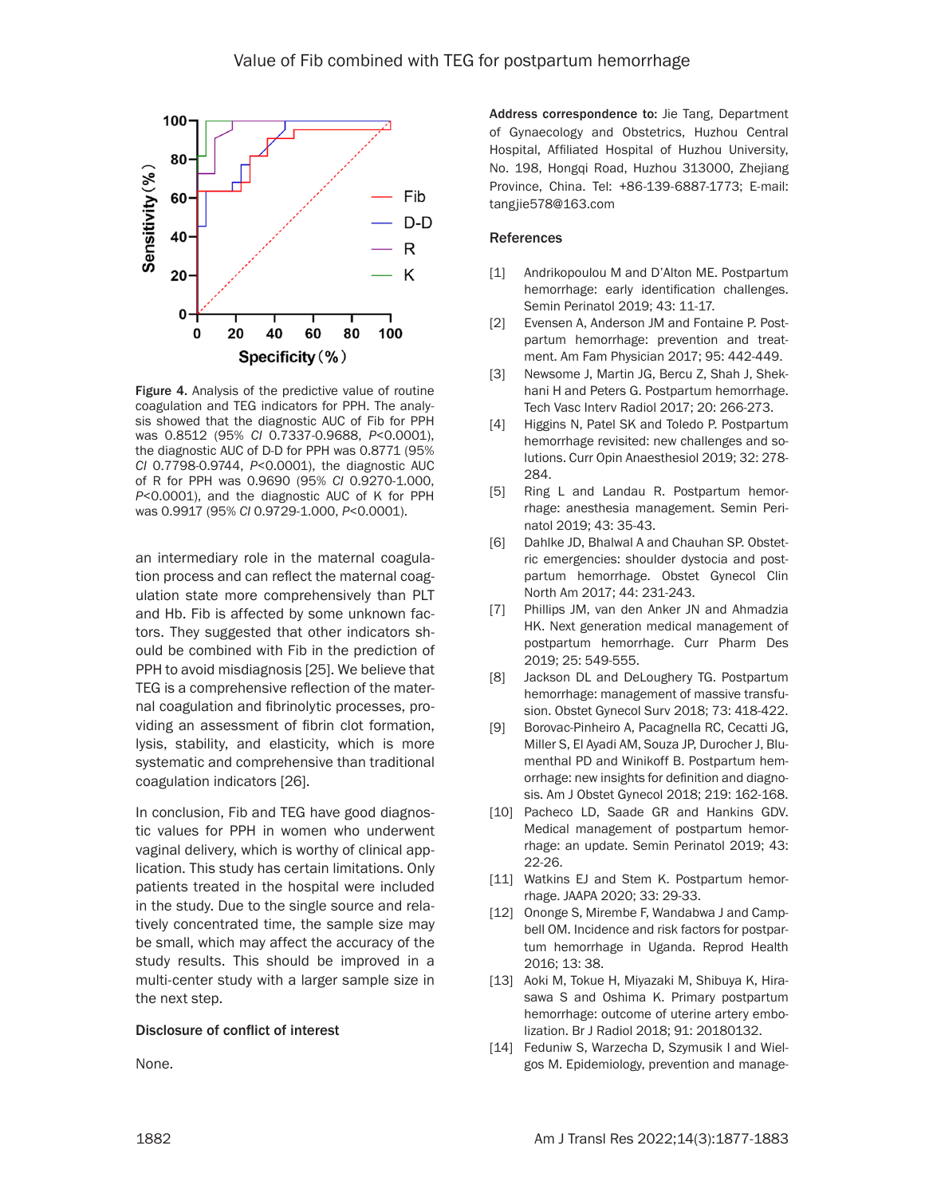Figure 4. Analysis of the predictive value of routine coagulation and TEG indicators for PPH. The analysis showed that the diagnostic AUC of Fib for PPH was 0.8512 (95% *CI* 0.7337-0.9688, $P<0.0001$), the diagnostic AUC of D-D for PPH was 0.8771 (95% *CI* 0.7798-0.9744, $P<0.0001$), the diagnostic AUC of R for PPH was 0.9690 (95% *CI* 0.9270-1.000, $P<0.0001$), and the diagnostic AUC of K for PPH was 0.9917 (95% *CI* 0.9729-1.000, $P<0.0001$).

an intermediary role in the maternal coagulation process and can reflect the maternal coagulation state more comprehensively than PLT and Hb. Fib is affected by some unknown factors. They suggested that other indicators should be combined with Fib in the prediction of PPH to avoid misdiagnosis [25]. We believe that TEG is a comprehensive reflection of the maternal coagulation and fibrinolytic processes, providing an assessment of fibrin clot formation, lysis, stability, and elasticity, which is more systematic and comprehensive than traditional coagulation indicators [26].

In conclusion, Fib and TEG have good diagnostic values for PPH in women who underwent vaginal delivery, which is worthy of clinical application. This study has certain limitations. Only patients treated in the hospital were included in the study. Due to the single source and relatively concentrated time, the sample size may be small, which may affect the accuracy of the study results. This should be improved in a multi-center study with a larger sample size in the next step.

## Disclosure of conflict of interest

None.

**Address correspondence to:** Jie Tang, Department of Gynaecology and Obstetrics, Huzhou Central Hospital, Affiliated Hospital of Huzhou University, No. 198, Hongqi Road, Huzhou 313000, Zhejiang Province, China. Tel: +86-139-6887-1773; E-mail: tangjie578@163.com

## References

[1] Andrikopoulou M and D'Alton ME. Postpartum hemorrhage: early identification challenges. Semin Perinatol 2019; 43: 11-17.

[2] Evensen A, Anderson JM and Fontaine P. Postpartum hemorrhage: prevention and treatment. Am Fam Physician 2017; 95: 442-449.

[3] Newsome J, Martin JG, Bercu Z, Shah J, Shekhani H and Peters G. Postpartum hemorrhage. Tech Vasc Interv Radiol 2017; 20: 266-273.

[4] Higgins N, Patel SK and Toledo P. Postpartum hemorrhage revisited: new challenges and solutions. Curr Opin Anaesthesiol 2019; 32: 278-284.

[5] Ring L and Landau R. Postpartum hemorrhage: anesthesia management. Semin Perinatol 2019; 43: 35-43.

[6] Dahlke JD, Bhalwal A and Chauhan SP. Obstetric emergencies: shoulder dystocia and postpartum hemorrhage. Obstet Gynecol Clin North Am 2017; 44: 231-243.

[7] Phillips JM, van den Anker JN and Ahmadzia HK. Next generation medical management of postpartum hemorrhage. Curr Pharm Des 2019; 25: 549-555.

[8] Jackson DL and DeLoughery TG. Postpartum hemorrhage: management of massive transfusion. Obstet Gynecol Surv 2018; 73: 418-422.

[9] Borovac-Pinheiro A, Pacagnella RC, Cecatti JG, Miller S, El Ayadi AM, Souza JP, Durocher J, Blumenthal PD and Winikoff B. Postpartum hemorrhage: new insights for definition and diagnosis. Am J Obstet Gynecol 2018; 219: 162-168.

[10] Pacheco LD, Saade GR and Hankins GDV. Medical management of postpartum hemorrhage: an update. Semin Perinatol 2019; 43: 22-26.

[11] Watkins EJ and Stem K. Postpartum hemorrhage. JAAPA 2020; 33: 29-33.

[12] Ononge S, Mirembe F, Wandabwa J and Campbell OM. Incidence and risk factors for postpartum hemorrhage in Uganda. Reprod Health 2016; 13: 38.

[13] Aoki M, Tokue H, Miyazaki M, Shibuya K, Hirasawa S and Oshima K. Primary postpartum hemorrhage: outcome of uterine artery embolization. Br J Radiol 2018; 91: 20180132.

[14] Feduniw S, Warzecha D, Szymusik I and Wielgos M. Epidemiology, prevention and manage-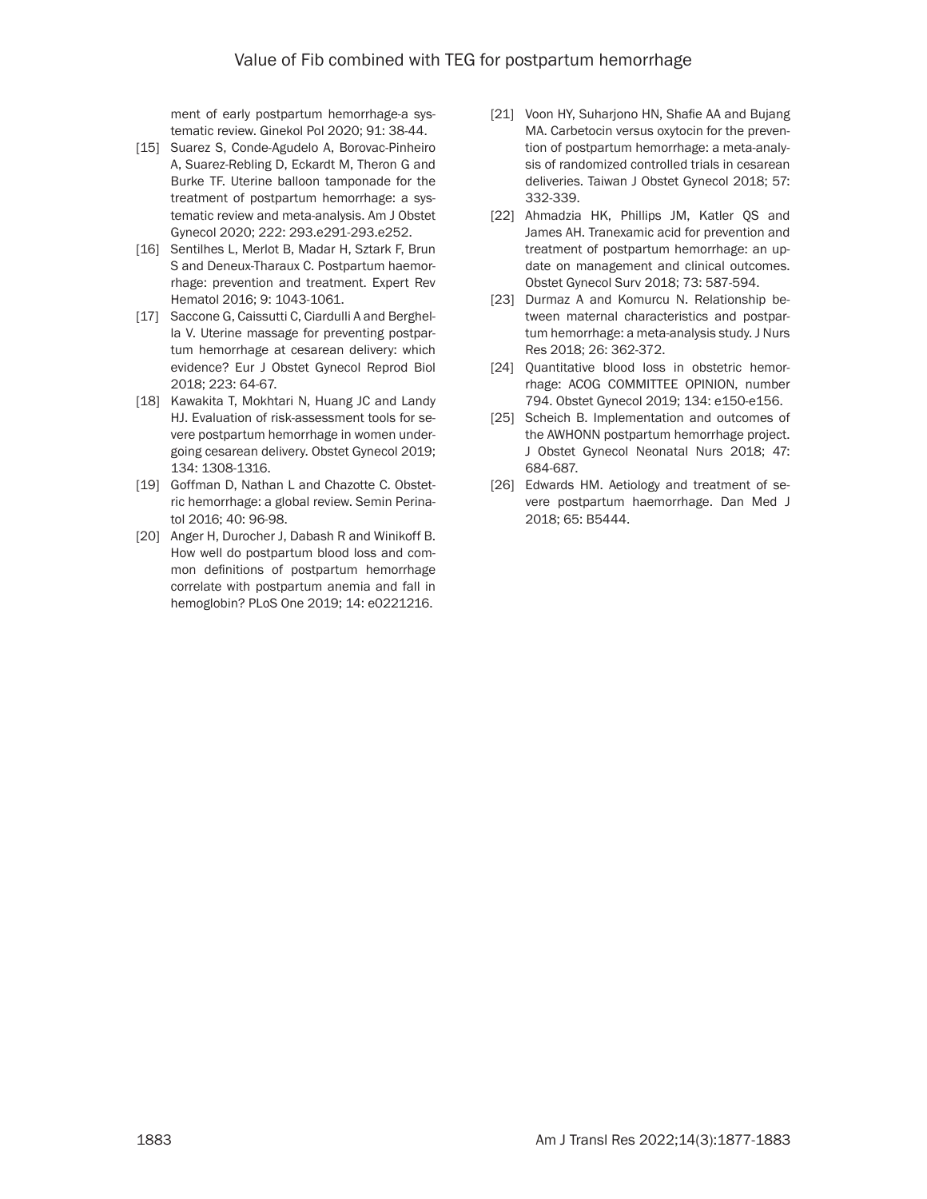ment of early postpartum hemorrhage-a systematic review. Ginekol Pol 2020; 91: 38-44.

[15] Suarez S, Conde-Agudelo A, Borovac-Pinheiro A, Suarez-Rebling D, Eckardt M, Theron G and Burke TF. Uterine balloon tamponade for the treatment of postpartum hemorrhage: a systematic review and meta-analysis. Am J Obstet Gynecol 2020; 222: 293.e291-293.e252.

[16] Sentilhes L, Merlot B, Madar H, Sztark F, Brun S and Deneux-Tharaux C. Postpartum haemorrhage: prevention and treatment. Expert Rev Hematol 2016; 9: 1043-1061.

[17] Saccone G, Caissutti C, Ciardulli A and Berghella V. Uterine massage for preventing postpartum hemorrhage at cesarean delivery: which evidence? Eur J Obstet Gynecol Reprod Biol 2018; 223: 64-67.

[18] Kawakita T, Mokhtari N, Huang JC and Landy HJ. Evaluation of risk-assessment tools for severe postpartum hemorrhage in women undergoing cesarean delivery. Obstet Gynecol 2019; 134: 1308-1316.

[19] Goffman D, Nathan L and Chazotte C. Obstetric hemorrhage: a global review. Semin Perinatol 2016; 40: 96-98.

[20] Anger H, Durocher J, Dabash R and Winikoff B. How well do postpartum blood loss and common definitions of postpartum hemorrhage correlate with postpartum anemia and fall in hemoglobin? PLoS One 2019; 14: e0221216.

[21] Voon HY, Suharjono HN, Shafie AA and Bujang MA. Carbetocin versus oxytocin for the prevention of postpartum hemorrhage: a meta-analysis of randomized controlled trials in cesarean deliveries. Taiwan J Obstet Gynecol 2018; 57: 332-339.

[22] Ahmadzia HK, Phillips JM, Katler QS and James AH. Tranexamic acid for prevention and treatment of postpartum hemorrhage: an update on management and clinical outcomes. Obstet Gynecol Surv 2018; 73: 587-594.

[23] Durmaz A and Komurcu N. Relationship between maternal characteristics and postpartum hemorrhage: a meta-analysis study. J Nurs Res 2018; 26: 362-372.

[24] Quantitative blood loss in obstetric hemorrhage: ACOG COMMITTEE OPINION, number 794. Obstet Gynecol 2019; 134: e150-e156.

[25] Scheich B. Implementation and outcomes of the AWHONN postpartum hemorrhage project. J Obstet Gynecol Neonatal Nurs 2018; 47: 684-687.

[26] Edwards HM. Aetiology and treatment of severe postpartum haemorrhage. Dan Med J 2018; 65: B5444.